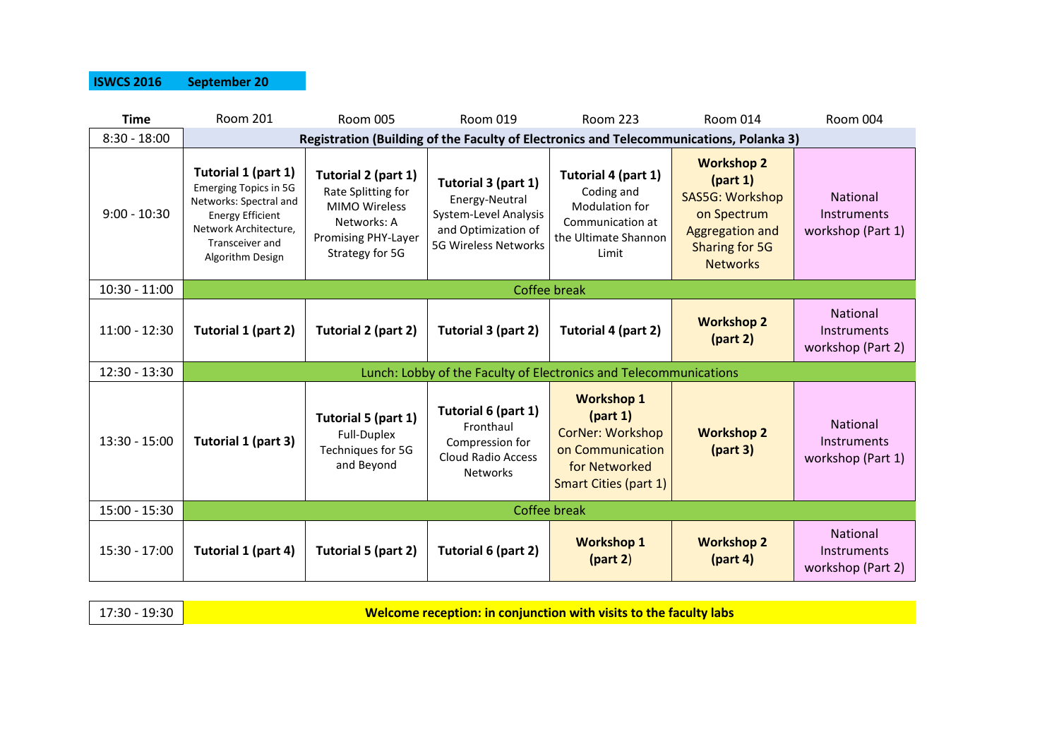**ISWCS 2016 September 20**

| Time | Room 201 | Room 005 | Room 019 | Room 223 | Room 014 | Room 004 |
|---|---|---|---|---|---|---|
| 8:30 - 18:00 | **Registration (Building of the Faculty of Electronics and Telecommunications, Polanka 3)** | | | | | |
| 9:00 - 10:30 | **Tutorial 1 (part 1)** Emerging Topics in 5G Networks: Spectral and Energy Efficient Network Architecture, Transceiver and Algorithm Design | **Tutorial 2 (part 1)** Rate Splitting for MIMO Wireless Networks: A Promising PHY-Layer Strategy for 5G | **Tutorial 3 (part 1)** Energy-Neutral System-Level Analysis and Optimization of 5G Wireless Networks | **Tutorial 4 (part 1)** Coding and Modulation for Communication at the Ultimate Shannon Limit | **Workshop 2 (part 1)** SAS5G: Workshop on Spectrum Aggregation and Sharing for 5G Networks | National Instruments workshop (Part 1) |
| 10:30 - 11:00 | Coffee break | | | | | |
| 11:00 - 12:30 | **Tutorial 1 (part 2)** | **Tutorial 2 (part 2)** | **Tutorial 3 (part 2)** | **Tutorial 4 (part 2)** | **Workshop 2 (part 2)** | National Instruments workshop (Part 2) |
| 12:30 - 13:30 | Lunch: Lobby of the Faculty of Electronics and Telecommunications | | | | | |
| 13:30 - 15:00 | **Tutorial 1 (part 3)** | **Tutorial 5 (part 1)** Full-Duplex Techniques for 5G and Beyond | **Tutorial 6 (part 1)** Fronthaul Compression for Cloud Radio Access Networks | **Workshop 1 (part 1)** CorNer: Workshop on Communication for Networked Smart Cities (part 1) | **Workshop 2 (part 3)** | National Instruments workshop (Part 1) |
| 15:00 - 15:30 | Coffee break | | | | | |
| 15:30 - 17:00 | **Tutorial 1 (part 4)** | **Tutorial 5 (part 2)** | **Tutorial 6 (part 2)** | **Workshop 1 (part 2)** | **Workshop 2 (part 4)** | National Instruments workshop (Part 2) |

| | |
|---|---|
| 17:30 - 19:30 | **Welcome reception: in conjunction with visits to the faculty labs** |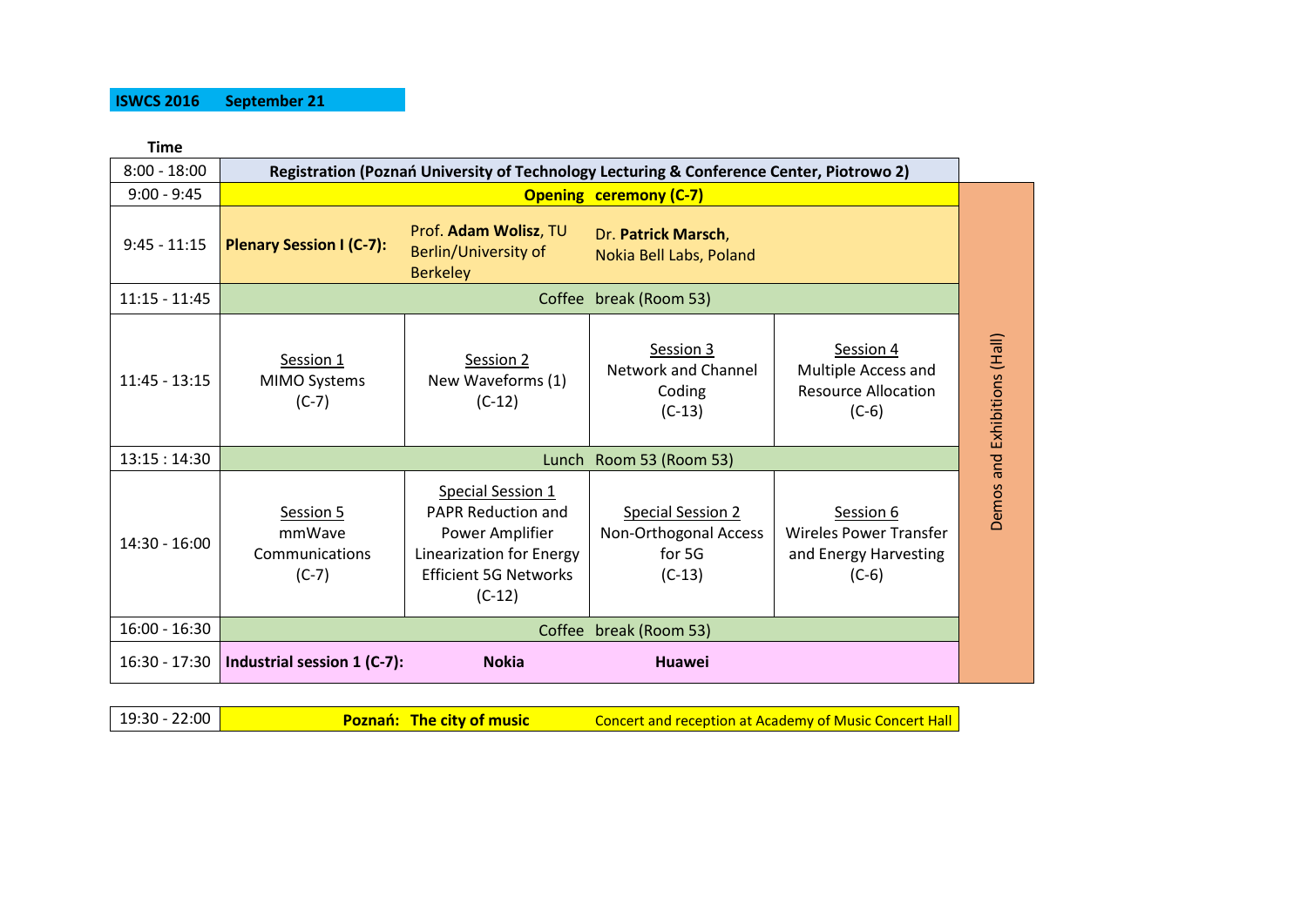**ISWCS 2016 September 21**

| Time | | | | | |
|---|---|---|---|---|---|
| 8:00 - 18:00 | Registration (Poznań University of Technology Lecturing & Conference Center, Piotrowo 2) | | | | |
| 9:00 - 9:45 | **Opening ceremony (C-7)** | | | | Demos and Exhibitions (Hall) |
| 9:45 - 11:15 | **Plenary Session I (C-7):** | Prof. **Adam Wolisz**, TU Berlin/University of Berkeley | Dr. **Patrick Marsch**, Nokia Bell Labs, Poland | | |
| 11:15 - 11:45 | Coffee break (Room 53) | | | | |
| 11:45 - 13:15 | Session 1 MIMO Systems (C-7) | Session 2 New Waveforms (1) (C-12) | Session 3 Network and Channel Coding (C-13) | Session 4 Multiple Access and Resource Allocation (C-6) | |
| 13:15 : 14:30 | Lunch Room 53 (Room 53) | | | | |
| 14:30 - 16:00 | Session 5 mmWave Communications (C-7) | Special Session 1 PAPR Reduction and Power Amplifier Linearization for Energy Efficient 5G Networks (C-12) | Special Session 2 Non-Orthogonal Access for 5G (C-13) | Session 6 Wireles Power Transfer and Energy Harvesting (C-6) | |
| 16:00 - 16:30 | Coffee break (Room 53) | | | | |
| 16:30 - 17:30 | **Industrial session 1 (C-7):** | **Nokia** | **Huawei** | | |

| | | |
|---|---|---|
| 19:30 - 22:00 | **Poznań: The city of music** | Concert and reception at Academy of Music Concert Hall |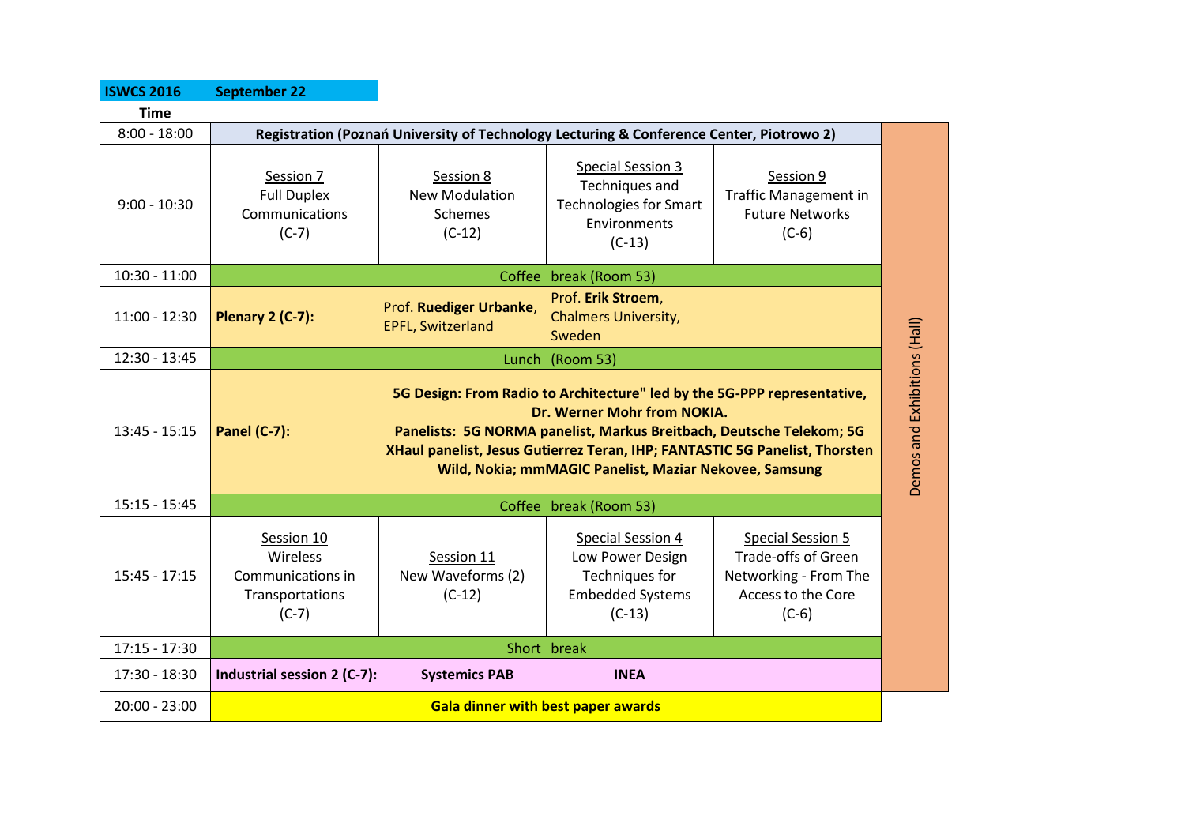**ISWCS 2016** **September 22**

| Time | | | | | |
|---|---|---|---|---|---|
| 8:00 - 18:00 | **Registration (Poznań University of Technology Lecturing & Conference Center, Piotrowo 2)** | | | | Demos and Exhibitions (Hall) |
| 9:00 - 10:30 | Session 7<br>Full Duplex Communications<br>(C-7) | Session 8<br>New Modulation Schemes<br>(C-12) | Special Session 3<br>Techniques and Technologies for Smart Environments<br>(C-13) | Session 9<br>Traffic Management in Future Networks<br>(C-6) | |
| 10:30 - 11:00 | Coffee break (Room 53) | | | | |
| 11:00 - 12:30 | **Plenary 2 (C-7):** | Prof. **Ruediger Urbanke**, EPFL, Switzerland | Prof. **Erik Stroem**, Chalmers University, Sweden | | |
| 12:30 - 13:45 | Lunch (Room 53) | | | | |
| 13:45 - 15:15 | **Panel (C-7):** | **5G Design: From Radio to Architecture" led by the 5G-PPP representative, Dr. Werner Mohr from NOKIA.<br>Panelists: 5G NORMA panelist, Markus Breitbach, Deutsche Telekom; 5G XHaul panelist, Jesus Gutierrez Teran, IHP; FANTASTIC 5G Panelist, Thorsten Wild, Nokia; mmMAGIC Panelist, Maziar Nekovee, Samsung** | | | |
| 15:15 - 15:45 | Coffee break (Room 53) | | | | |
| 15:45 - 17:15 | Session 10<br>Wireless Communications in Transportations<br>(C-7) | Session 11<br>New Waveforms (2)<br>(C-12) | Special Session 4<br>Low Power Design Techniques for Embedded Systems<br>(C-13) | Special Session 5<br>Trade-offs of Green Networking - From The Access to the Core<br>(C-6) | |
| 17:15 - 17:30 | Short break | | | | |
| 17:30 - 18:30 | **Industrial session 2 (C-7):** | **Systemics PAB** | **INEA** | | |
| 20:00 - 23:00 | **Gala dinner with best paper awards** | | | | |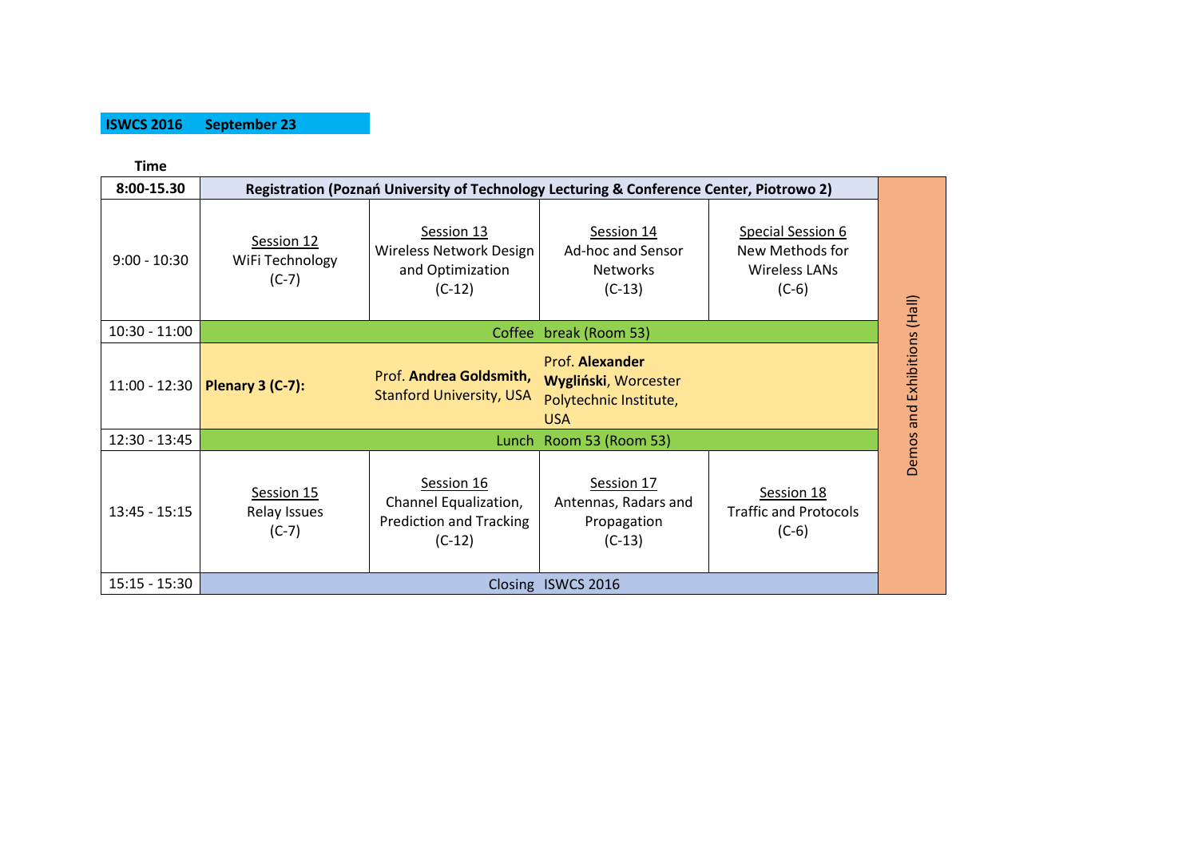**ISWCS 2016 September 23**

| Time | | | | | |
|---|---|---|---|---|---|
| **8:00-15.30** | **Registration (Poznań University of Technology Lecturing & Conference Center, Piotrowo 2)** | | | | Demos and Exhibitions (Hall) |
| 9:00 - 10:30 | Session 12<br>WiFi Technology<br>(C-7) | Session 13<br>Wireless Network Design and Optimization<br>(C-12) | Session 14<br>Ad-hoc and Sensor Networks<br>(C-13) | Special Session 6<br>New Methods for Wireless LANs<br>(C-6) | |
| 10:30 - 11:00 | Coffee break (Room 53) | | | | |
| 11:00 - 12:30 | **Plenary 3 (C-7):** | Prof. **Andrea Goldsmith,** Stanford University, USA | Prof. **Alexander Wygliński**, Worcester Polytechnic Institute, USA | | |
| 12:30 - 13:45 | Lunch Room 53 (Room 53) | | | | |
| 13:45 - 15:15 | Session 15<br>Relay Issues<br>(C-7) | Session 16<br>Channel Equalization, Prediction and Tracking<br>(C-12) | Session 17<br>Antennas, Radars and Propagation<br>(C-13) | Session 18<br>Traffic and Protocols<br>(C-6) | |
| 15:15 - 15:30 | Closing ISWCS 2016 | | | | |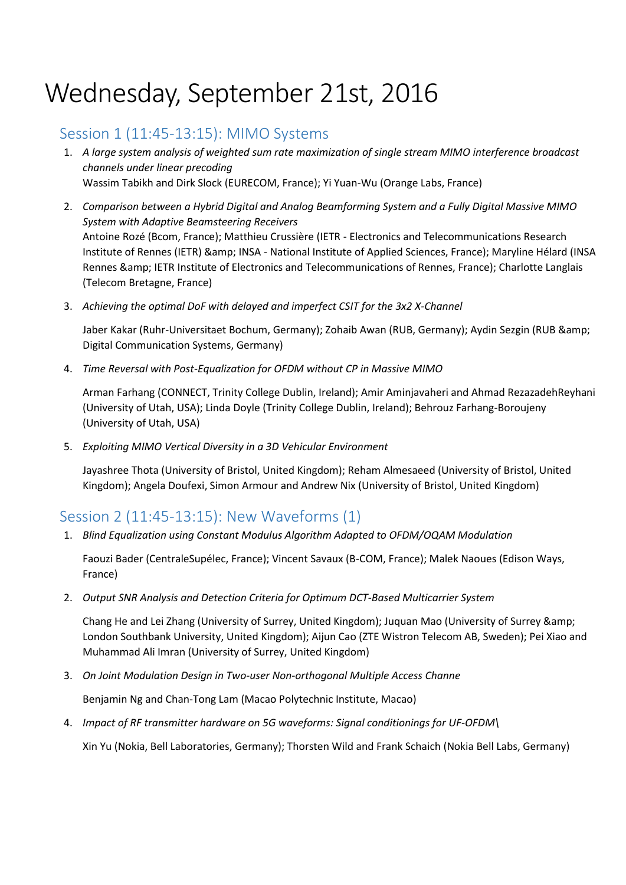# Wednesday, September 21st, 2016

## Session 1 (11:45-13:15): MIMO Systems

1. *A large system analysis of weighted sum rate maximization of single stream MIMO interference broadcast channels under linear precoding*
   Wassim Tabikh and Dirk Slock (EURECOM, France); Yi Yuan-Wu (Orange Labs, France)

2. *Comparison between a Hybrid Digital and Analog Beamforming System and a Fully Digital Massive MIMO System with Adaptive Beamsteering Receivers*
   Antoine Rozé (Bcom, France); Matthieu Crussière (IETR - Electronics and Telecommunications Research Institute of Rennes (IETR) &amp; INSA - National Institute of Applied Sciences, France); Maryline Hélard (INSA Rennes &amp; IETR Institute of Electronics and Telecommunications of Rennes, France); Charlotte Langlais (Telecom Bretagne, France)

3. *Achieving the optimal DoF with delayed and imperfect CSIT for the 3x2 X-Channel*

   Jaber Kakar (Ruhr-Universitaet Bochum, Germany); Zohaib Awan (RUB, Germany); Aydin Sezgin (RUB &amp; Digital Communication Systems, Germany)

4. *Time Reversal with Post-Equalization for OFDM without CP in Massive MIMO*

   Arman Farhang (CONNECT, Trinity College Dublin, Ireland); Amir Aminjavaheri and Ahmad RezazadehReyhani (University of Utah, USA); Linda Doyle (Trinity College Dublin, Ireland); Behrouz Farhang-Boroujeny (University of Utah, USA)

5. *Exploiting MIMO Vertical Diversity in a 3D Vehicular Environment*

   Jayashree Thota (University of Bristol, United Kingdom); Reham Almesaeed (University of Bristol, United Kingdom); Angela Doufexi, Simon Armour and Andrew Nix (University of Bristol, United Kingdom)

## Session 2 (11:45-13:15): New Waveforms (1)

1. *Blind Equalization using Constant Modulus Algorithm Adapted to OFDM/OQAM Modulation*

   Faouzi Bader (CentraleSupélec, France); Vincent Savaux (B-COM, France); Malek Naoues (Edison Ways, France)

2. *Output SNR Analysis and Detection Criteria for Optimum DCT-Based Multicarrier System*

   Chang He and Lei Zhang (University of Surrey, United Kingdom); Juquan Mao (University of Surrey &amp; London Southbank University, United Kingdom); Aijun Cao (ZTE Wistron Telecom AB, Sweden); Pei Xiao and Muhammad Ali Imran (University of Surrey, United Kingdom)

3. *On Joint Modulation Design in Two-user Non-orthogonal Multiple Access Channe*

   Benjamin Ng and Chan-Tong Lam (Macao Polytechnic Institute, Macao)

4. *Impact of RF transmitter hardware on 5G waveforms: Signal conditionings for UF-OFDM\*

   Xin Yu (Nokia, Bell Laboratories, Germany); Thorsten Wild and Frank Schaich (Nokia Bell Labs, Germany)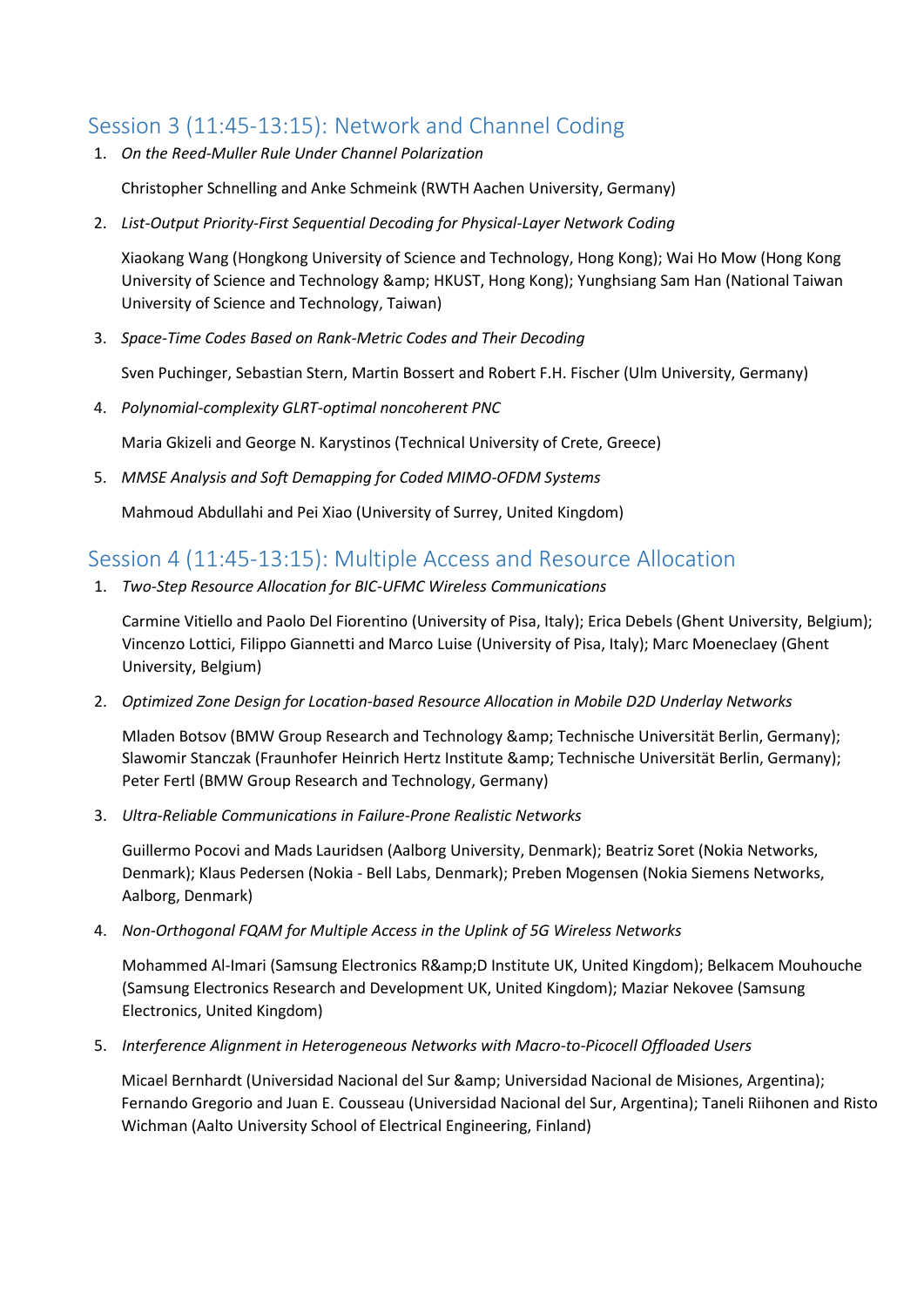## Session 3 (11:45-13:15): Network and Channel Coding

1. *On the Reed-Muller Rule Under Channel Polarization*

   Christopher Schnelling and Anke Schmeink (RWTH Aachen University, Germany)

2. *List-Output Priority-First Sequential Decoding for Physical-Layer Network Coding*

   Xiaokang Wang (Hongkong University of Science and Technology, Hong Kong); Wai Ho Mow (Hong Kong University of Science and Technology &amp; HKUST, Hong Kong); Yunghsiang Sam Han (National Taiwan University of Science and Technology, Taiwan)

3. *Space-Time Codes Based on Rank-Metric Codes and Their Decoding*

   Sven Puchinger, Sebastian Stern, Martin Bossert and Robert F.H. Fischer (Ulm University, Germany)

4. *Polynomial-complexity GLRT-optimal noncoherent PNC*

   Maria Gkizeli and George N. Karystinos (Technical University of Crete, Greece)

5. *MMSE Analysis and Soft Demapping for Coded MIMO-OFDM Systems*

   Mahmoud Abdullahi and Pei Xiao (University of Surrey, United Kingdom)

## Session 4 (11:45-13:15): Multiple Access and Resource Allocation

1. *Two-Step Resource Allocation for BIC-UFMC Wireless Communications*

   Carmine Vitiello and Paolo Del Fiorentino (University of Pisa, Italy); Erica Debels (Ghent University, Belgium); Vincenzo Lottici, Filippo Giannetti and Marco Luise (University of Pisa, Italy); Marc Moeneclaey (Ghent University, Belgium)

2. *Optimized Zone Design for Location-based Resource Allocation in Mobile D2D Underlay Networks*

   Mladen Botsov (BMW Group Research and Technology &amp; Technische Universität Berlin, Germany); Slawomir Stanczak (Fraunhofer Heinrich Hertz Institute &amp; Technische Universität Berlin, Germany); Peter Fertl (BMW Group Research and Technology, Germany)

3. *Ultra-Reliable Communications in Failure-Prone Realistic Networks*

   Guillermo Pocovi and Mads Lauridsen (Aalborg University, Denmark); Beatriz Soret (Nokia Networks, Denmark); Klaus Pedersen (Nokia - Bell Labs, Denmark); Preben Mogensen (Nokia Siemens Networks, Aalborg, Denmark)

4. *Non-Orthogonal FQAM for Multiple Access in the Uplink of 5G Wireless Networks*

   Mohammed Al-Imari (Samsung Electronics R&amp;D Institute UK, United Kingdom); Belkacem Mouhouche (Samsung Electronics Research and Development UK, United Kingdom); Maziar Nekovee (Samsung Electronics, United Kingdom)

5. *Interference Alignment in Heterogeneous Networks with Macro-to-Picocell Offloaded Users*

   Micael Bernhardt (Universidad Nacional del Sur &amp; Universidad Nacional de Misiones, Argentina); Fernando Gregorio and Juan E. Cousseau (Universidad Nacional del Sur, Argentina); Taneli Riihonen and Risto Wichman (Aalto University School of Electrical Engineering, Finland)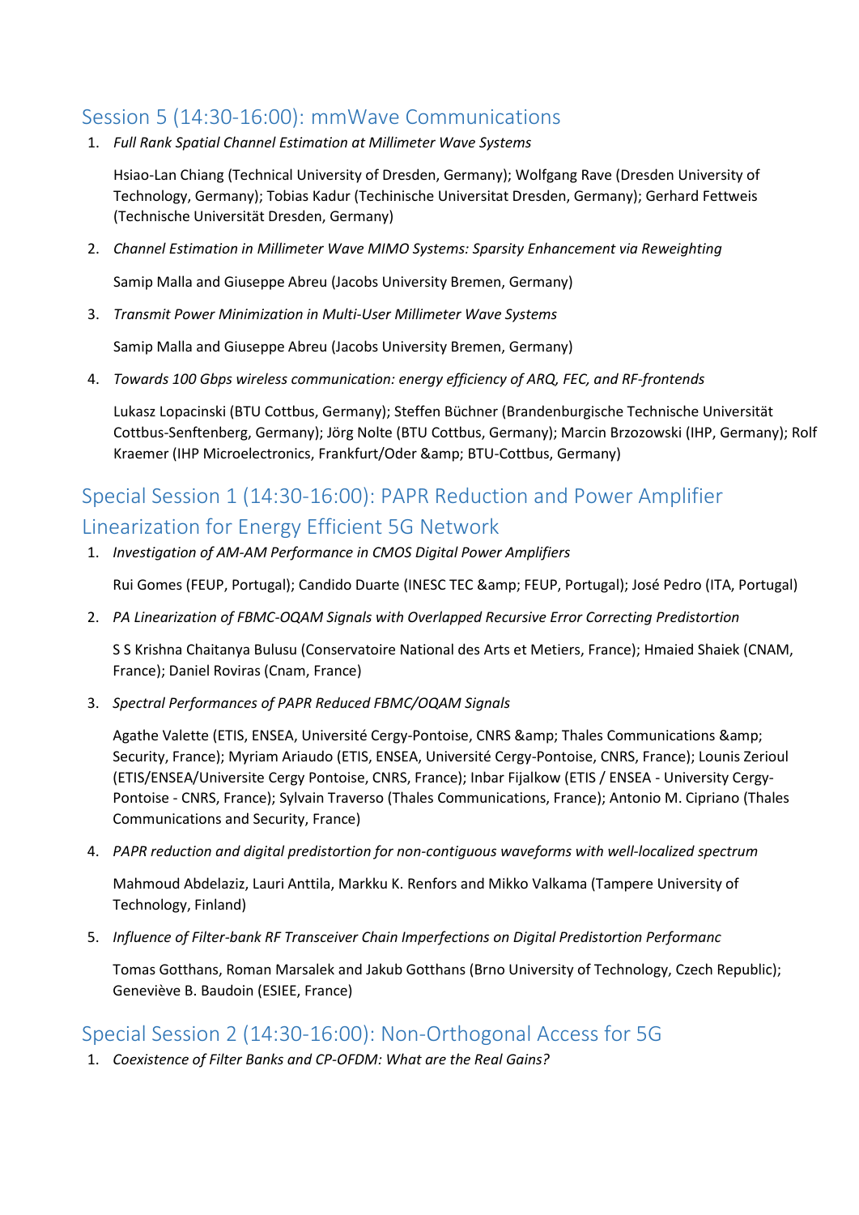## Session 5 (14:30-16:00): mmWave Communications

1. *Full Rank Spatial Channel Estimation at Millimeter Wave Systems*

   Hsiao-Lan Chiang (Technical University of Dresden, Germany); Wolfgang Rave (Dresden University of Technology, Germany); Tobias Kadur (Techinische Universitat Dresden, Germany); Gerhard Fettweis (Technische Universität Dresden, Germany)

2. *Channel Estimation in Millimeter Wave MIMO Systems: Sparsity Enhancement via Reweighting*

   Samip Malla and Giuseppe Abreu (Jacobs University Bremen, Germany)

3. *Transmit Power Minimization in Multi-User Millimeter Wave Systems*

   Samip Malla and Giuseppe Abreu (Jacobs University Bremen, Germany)

4. *Towards 100 Gbps wireless communication: energy efficiency of ARQ, FEC, and RF-frontends*

   Lukasz Lopacinski (BTU Cottbus, Germany); Steffen Büchner (Brandenburgische Technische Universität Cottbus-Senftenberg, Germany); Jörg Nolte (BTU Cottbus, Germany); Marcin Brzozowski (IHP, Germany); Rolf Kraemer (IHP Microelectronics, Frankfurt/Oder &amp; BTU-Cottbus, Germany)

## Special Session 1 (14:30-16:00): PAPR Reduction and Power Amplifier Linearization for Energy Efficient 5G Network

1. *Investigation of AM-AM Performance in CMOS Digital Power Amplifiers*

   Rui Gomes (FEUP, Portugal); Candido Duarte (INESC TEC &amp; FEUP, Portugal); José Pedro (ITA, Portugal)

2. *PA Linearization of FBMC-OQAM Signals with Overlapped Recursive Error Correcting Predistortion*

   S S Krishna Chaitanya Bulusu (Conservatoire National des Arts et Metiers, France); Hmaied Shaiek (CNAM, France); Daniel Roviras (Cnam, France)

3. *Spectral Performances of PAPR Reduced FBMC/OQAM Signals*

   Agathe Valette (ETIS, ENSEA, Université Cergy-Pontoise, CNRS &amp; Thales Communications &amp; Security, France); Myriam Ariaudo (ETIS, ENSEA, Université Cergy-Pontoise, CNRS, France); Lounis Zerioul (ETIS/ENSEA/Universite Cergy Pontoise, CNRS, France); Inbar Fijalkow (ETIS / ENSEA - University Cergy-Pontoise - CNRS, France); Sylvain Traverso (Thales Communications, France); Antonio M. Cipriano (Thales Communications and Security, France)

4. *PAPR reduction and digital predistortion for non-contiguous waveforms with well-localized spectrum*

   Mahmoud Abdelaziz, Lauri Anttila, Markku K. Renfors and Mikko Valkama (Tampere University of Technology, Finland)

5. *Influence of Filter-bank RF Transceiver Chain Imperfections on Digital Predistortion Performanc*

   Tomas Gotthans, Roman Marsalek and Jakub Gotthans (Brno University of Technology, Czech Republic); Geneviève B. Baudoin (ESIEE, France)

## Special Session 2 (14:30-16:00): Non-Orthogonal Access for 5G

1. *Coexistence of Filter Banks and CP-OFDM: What are the Real Gains?*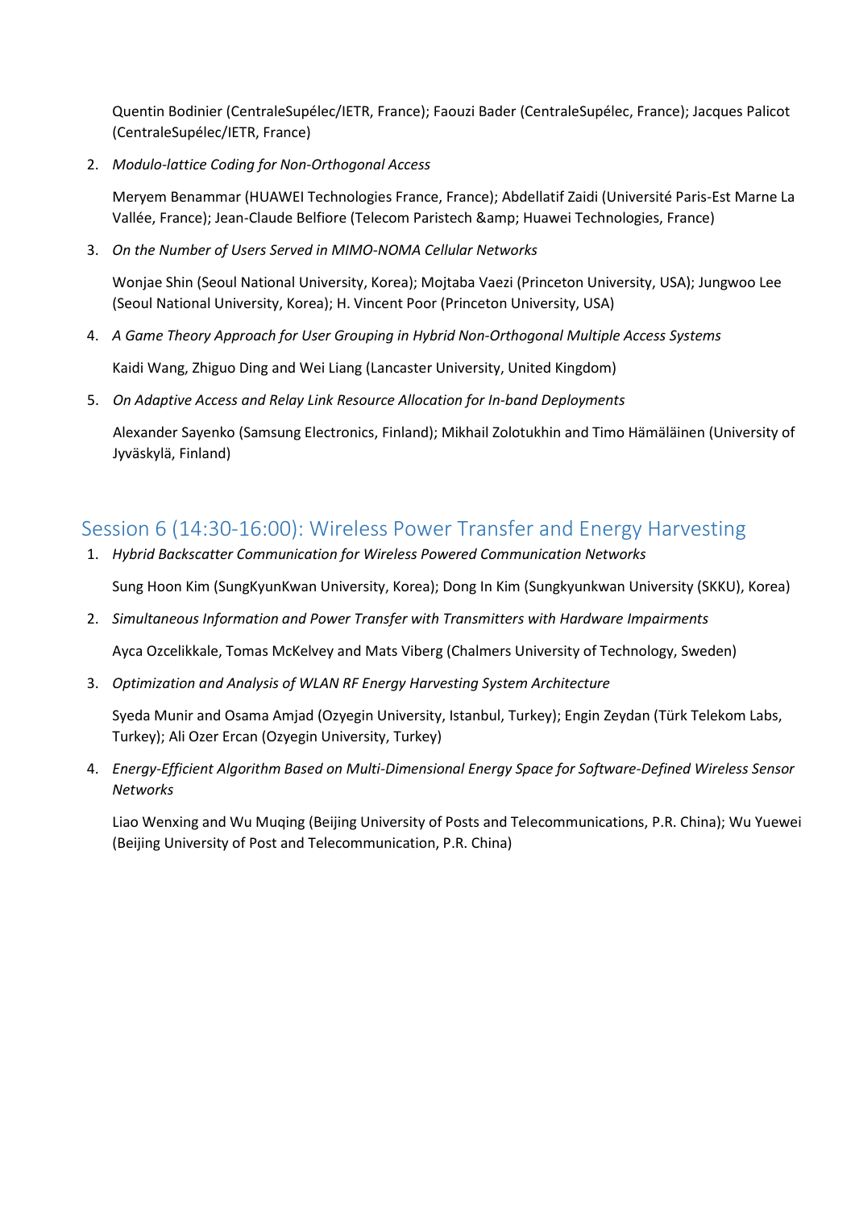Quentin Bodinier (CentraleSupélec/IETR, France); Faouzi Bader (CentraleSupélec, France); Jacques Palicot (CentraleSupélec/IETR, France)

2. *Modulo-lattice Coding for Non-Orthogonal Access*

   Meryem Benammar (HUAWEI Technologies France, France); Abdellatif Zaidi (Université Paris-Est Marne La Vallée, France); Jean-Claude Belfiore (Telecom Paristech &amp; Huawei Technologies, France)

3. *On the Number of Users Served in MIMO-NOMA Cellular Networks*

   Wonjae Shin (Seoul National University, Korea); Mojtaba Vaezi (Princeton University, USA); Jungwoo Lee (Seoul National University, Korea); H. Vincent Poor (Princeton University, USA)

4. *A Game Theory Approach for User Grouping in Hybrid Non-Orthogonal Multiple Access Systems*

   Kaidi Wang, Zhiguo Ding and Wei Liang (Lancaster University, United Kingdom)

5. *On Adaptive Access and Relay Link Resource Allocation for In-band Deployments*

   Alexander Sayenko (Samsung Electronics, Finland); Mikhail Zolotukhin and Timo Hämäläinen (University of Jyväskylä, Finland)

## Session 6 (14:30-16:00): Wireless Power Transfer and Energy Harvesting

1. *Hybrid Backscatter Communication for Wireless Powered Communication Networks*

   Sung Hoon Kim (SungKyunKwan University, Korea); Dong In Kim (Sungkyunkwan University (SKKU), Korea)

2. *Simultaneous Information and Power Transfer with Transmitters with Hardware Impairments*

   Ayca Ozcelikkale, Tomas McKelvey and Mats Viberg (Chalmers University of Technology, Sweden)

3. *Optimization and Analysis of WLAN RF Energy Harvesting System Architecture*

   Syeda Munir and Osama Amjad (Ozyegin University, Istanbul, Turkey); Engin Zeydan (Türk Telekom Labs, Turkey); Ali Ozer Ercan (Ozyegin University, Turkey)

4. *Energy-Efficient Algorithm Based on Multi-Dimensional Energy Space for Software-Defined Wireless Sensor Networks*

   Liao Wenxing and Wu Muqing (Beijing University of Posts and Telecommunications, P.R. China); Wu Yuewei (Beijing University of Post and Telecommunication, P.R. China)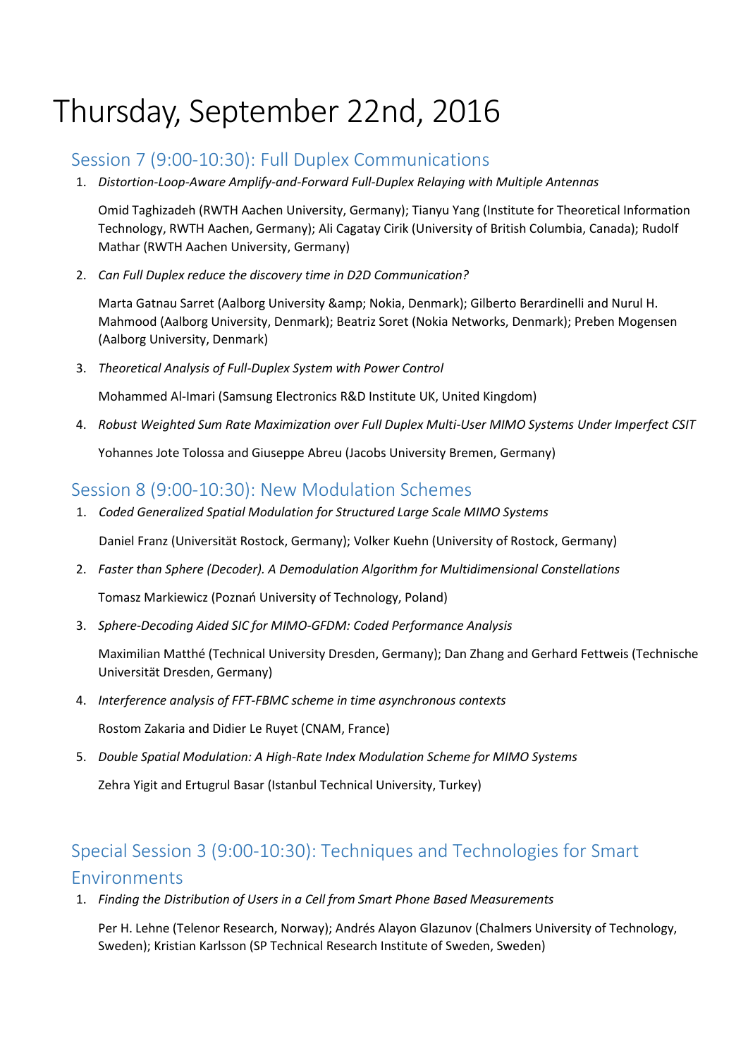# Thursday, September 22nd, 2016

## Session 7 (9:00-10:30): Full Duplex Communications

1. *Distortion-Loop-Aware Amplify-and-Forward Full-Duplex Relaying with Multiple Antennas*

   Omid Taghizadeh (RWTH Aachen University, Germany); Tianyu Yang (Institute for Theoretical Information Technology, RWTH Aachen, Germany); Ali Cagatay Cirik (University of British Columbia, Canada); Rudolf Mathar (RWTH Aachen University, Germany)

2. *Can Full Duplex reduce the discovery time in D2D Communication?*

   Marta Gatnau Sarret (Aalborg University &amp; Nokia, Denmark); Gilberto Berardinelli and Nurul H. Mahmood (Aalborg University, Denmark); Beatriz Soret (Nokia Networks, Denmark); Preben Mogensen (Aalborg University, Denmark)

3. *Theoretical Analysis of Full-Duplex System with Power Control*

   Mohammed Al-Imari (Samsung Electronics R&D Institute UK, United Kingdom)

4. *Robust Weighted Sum Rate Maximization over Full Duplex Multi-User MIMO Systems Under Imperfect CSIT*

   Yohannes Jote Tolossa and Giuseppe Abreu (Jacobs University Bremen, Germany)

## Session 8 (9:00-10:30): New Modulation Schemes

1. *Coded Generalized Spatial Modulation for Structured Large Scale MIMO Systems*

   Daniel Franz (Universität Rostock, Germany); Volker Kuehn (University of Rostock, Germany)

2. *Faster than Sphere (Decoder). A Demodulation Algorithm for Multidimensional Constellations*

   Tomasz Markiewicz (Poznań University of Technology, Poland)

3. *Sphere-Decoding Aided SIC for MIMO-GFDM: Coded Performance Analysis*

   Maximilian Matthé (Technical University Dresden, Germany); Dan Zhang and Gerhard Fettweis (Technische Universität Dresden, Germany)

4. *Interference analysis of FFT-FBMC scheme in time asynchronous contexts*

   Rostom Zakaria and Didier Le Ruyet (CNAM, France)

5. *Double Spatial Modulation: A High-Rate Index Modulation Scheme for MIMO Systems*

   Zehra Yigit and Ertugrul Basar (Istanbul Technical University, Turkey)

## Special Session 3 (9:00-10:30): Techniques and Technologies for Smart Environments

1. *Finding the Distribution of Users in a Cell from Smart Phone Based Measurements*

   Per H. Lehne (Telenor Research, Norway); Andrés Alayon Glazunov (Chalmers University of Technology, Sweden); Kristian Karlsson (SP Technical Research Institute of Sweden, Sweden)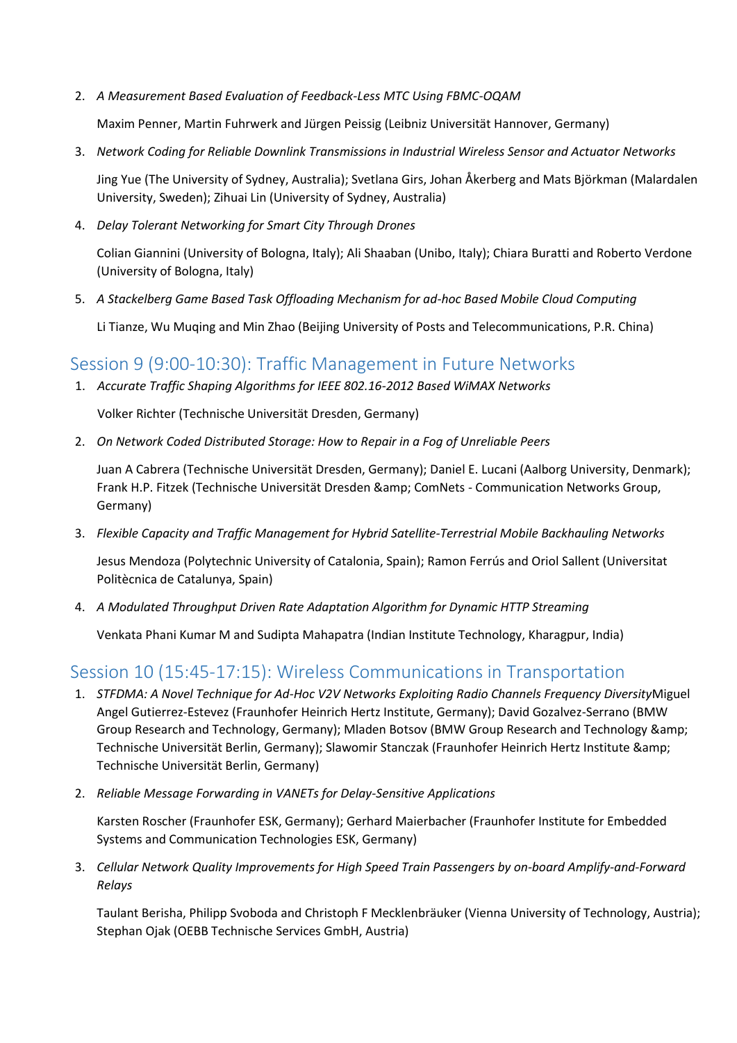2. *A Measurement Based Evaluation of Feedback-Less MTC Using FBMC-OQAM*

   Maxim Penner, Martin Fuhrwerk and Jürgen Peissig (Leibniz Universität Hannover, Germany)

3. *Network Coding for Reliable Downlink Transmissions in Industrial Wireless Sensor and Actuator Networks*

   Jing Yue (The University of Sydney, Australia); Svetlana Girs, Johan Åkerberg and Mats Björkman (Malardalen University, Sweden); Zihuai Lin (University of Sydney, Australia)

4. *Delay Tolerant Networking for Smart City Through Drones*

   Colian Giannini (University of Bologna, Italy); Ali Shaaban (Unibo, Italy); Chiara Buratti and Roberto Verdone (University of Bologna, Italy)

5. *A Stackelberg Game Based Task Offloading Mechanism for ad-hoc Based Mobile Cloud Computing*

   Li Tianze, Wu Muqing and Min Zhao (Beijing University of Posts and Telecommunications, P.R. China)

## Session 9 (9:00-10:30): Traffic Management in Future Networks

1. *Accurate Traffic Shaping Algorithms for IEEE 802.16-2012 Based WiMAX Networks*

   Volker Richter (Technische Universität Dresden, Germany)

2. *On Network Coded Distributed Storage: How to Repair in a Fog of Unreliable Peers*

   Juan A Cabrera (Technische Universität Dresden, Germany); Daniel E. Lucani (Aalborg University, Denmark); Frank H.P. Fitzek (Technische Universität Dresden &amp; ComNets - Communication Networks Group, Germany)

3. *Flexible Capacity and Traffic Management for Hybrid Satellite-Terrestrial Mobile Backhauling Networks*

   Jesus Mendoza (Polytechnic University of Catalonia, Spain); Ramon Ferrús and Oriol Sallent (Universitat Politècnica de Catalunya, Spain)

4. *A Modulated Throughput Driven Rate Adaptation Algorithm for Dynamic HTTP Streaming*

   Venkata Phani Kumar M and Sudipta Mahapatra (Indian Institute Technology, Kharagpur, India)

## Session 10 (15:45-17:15): Wireless Communications in Transportation

1. *STFDMA: A Novel Technique for Ad-Hoc V2V Networks Exploiting Radio Channels Frequency Diversity*Miguel Angel Gutierrez-Estevez (Fraunhofer Heinrich Hertz Institute, Germany); David Gozalvez-Serrano (BMW Group Research and Technology, Germany); Mladen Botsov (BMW Group Research and Technology &amp; Technische Universität Berlin, Germany); Slawomir Stanczak (Fraunhofer Heinrich Hertz Institute &amp; Technische Universität Berlin, Germany)

2. *Reliable Message Forwarding in VANETs for Delay-Sensitive Applications*

   Karsten Roscher (Fraunhofer ESK, Germany); Gerhard Maierbacher (Fraunhofer Institute for Embedded Systems and Communication Technologies ESK, Germany)

3. *Cellular Network Quality Improvements for High Speed Train Passengers by on-board Amplify-and-Forward Relays*

   Taulant Berisha, Philipp Svoboda and Christoph F Mecklenbräuker (Vienna University of Technology, Austria); Stephan Ojak (OEBB Technische Services GmbH, Austria)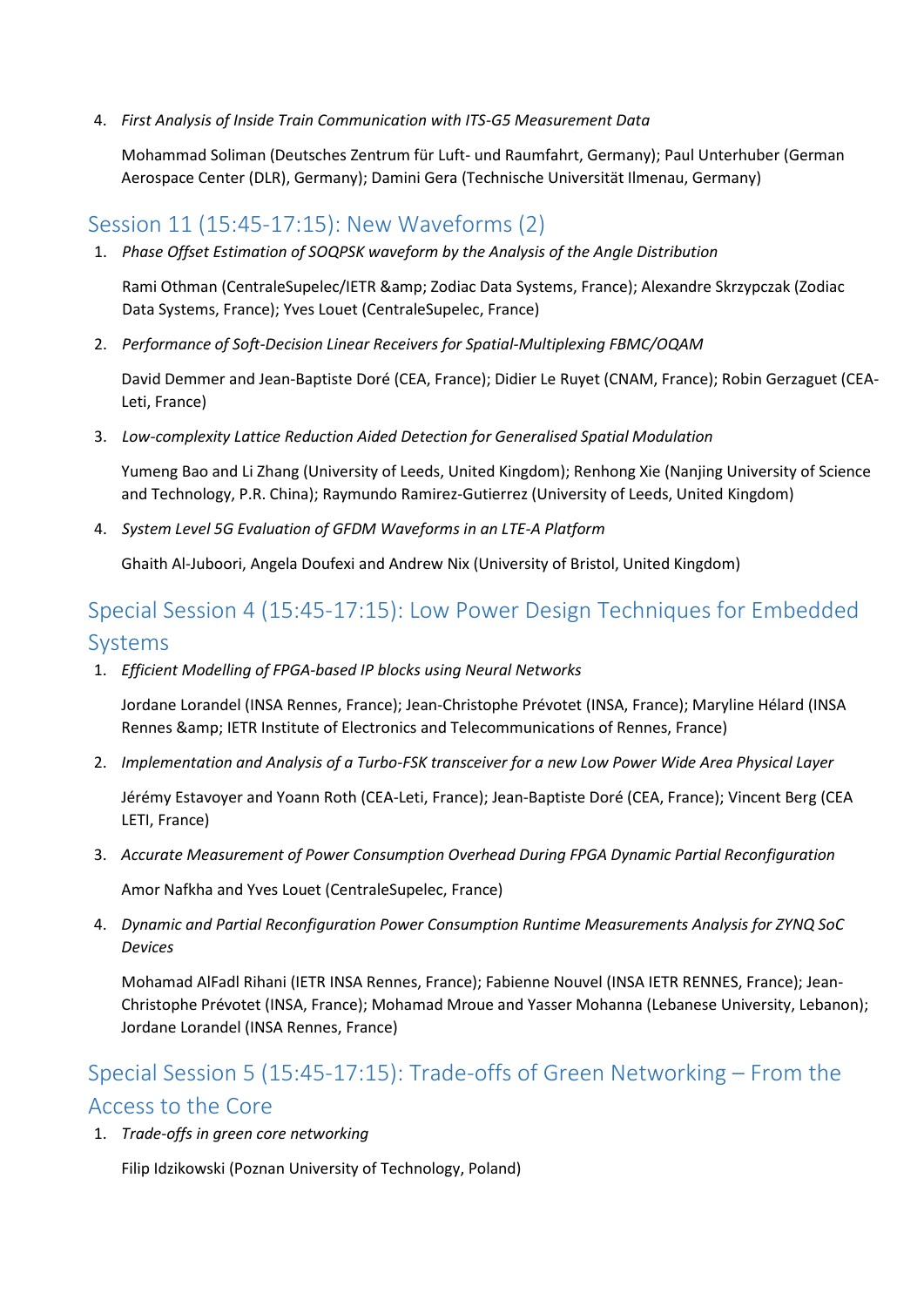4. *First Analysis of Inside Train Communication with ITS-G5 Measurement Data*

   Mohammad Soliman (Deutsches Zentrum für Luft- und Raumfahrt, Germany); Paul Unterhuber (German Aerospace Center (DLR), Germany); Damini Gera (Technische Universität Ilmenau, Germany)

## Session 11 (15:45-17:15): New Waveforms (2)

1. *Phase Offset Estimation of SOQPSK waveform by the Analysis of the Angle Distribution*

   Rami Othman (CentraleSupelec/IETR &amp; Zodiac Data Systems, France); Alexandre Skrzypczak (Zodiac Data Systems, France); Yves Louet (CentraleSupelec, France)

2. *Performance of Soft-Decision Linear Receivers for Spatial-Multiplexing FBMC/OQAM*

   David Demmer and Jean-Baptiste Doré (CEA, France); Didier Le Ruyet (CNAM, France); Robin Gerzaguet (CEA-Leti, France)

3. *Low-complexity Lattice Reduction Aided Detection for Generalised Spatial Modulation*

   Yumeng Bao and Li Zhang (University of Leeds, United Kingdom); Renhong Xie (Nanjing University of Science and Technology, P.R. China); Raymundo Ramirez-Gutierrez (University of Leeds, United Kingdom)

4. *System Level 5G Evaluation of GFDM Waveforms in an LTE-A Platform*

   Ghaith Al-Juboori, Angela Doufexi and Andrew Nix (University of Bristol, United Kingdom)

## Special Session 4 (15:45-17:15): Low Power Design Techniques for Embedded Systems

1. *Efficient Modelling of FPGA-based IP blocks using Neural Networks*

   Jordane Lorandel (INSA Rennes, France); Jean-Christophe Prévotet (INSA, France); Maryline Hélard (INSA Rennes &amp; IETR Institute of Electronics and Telecommunications of Rennes, France)

2. *Implementation and Analysis of a Turbo-FSK transceiver for a new Low Power Wide Area Physical Layer*

   Jérémy Estavoyer and Yoann Roth (CEA-Leti, France); Jean-Baptiste Doré (CEA, France); Vincent Berg (CEA LETI, France)

3. *Accurate Measurement of Power Consumption Overhead During FPGA Dynamic Partial Reconfiguration*

   Amor Nafkha and Yves Louet (CentraleSupelec, France)

4. *Dynamic and Partial Reconfiguration Power Consumption Runtime Measurements Analysis for ZYNQ SoC Devices*

   Mohamad AlFadl Rihani (IETR INSA Rennes, France); Fabienne Nouvel (INSA IETR RENNES, France); Jean-Christophe Prévotet (INSA, France); Mohamad Mroue and Yasser Mohanna (Lebanese University, Lebanon); Jordane Lorandel (INSA Rennes, France)

## Special Session 5 (15:45-17:15): Trade-offs of Green Networking – From the Access to the Core

1. *Trade-offs in green core networking*

   Filip Idzikowski (Poznan University of Technology, Poland)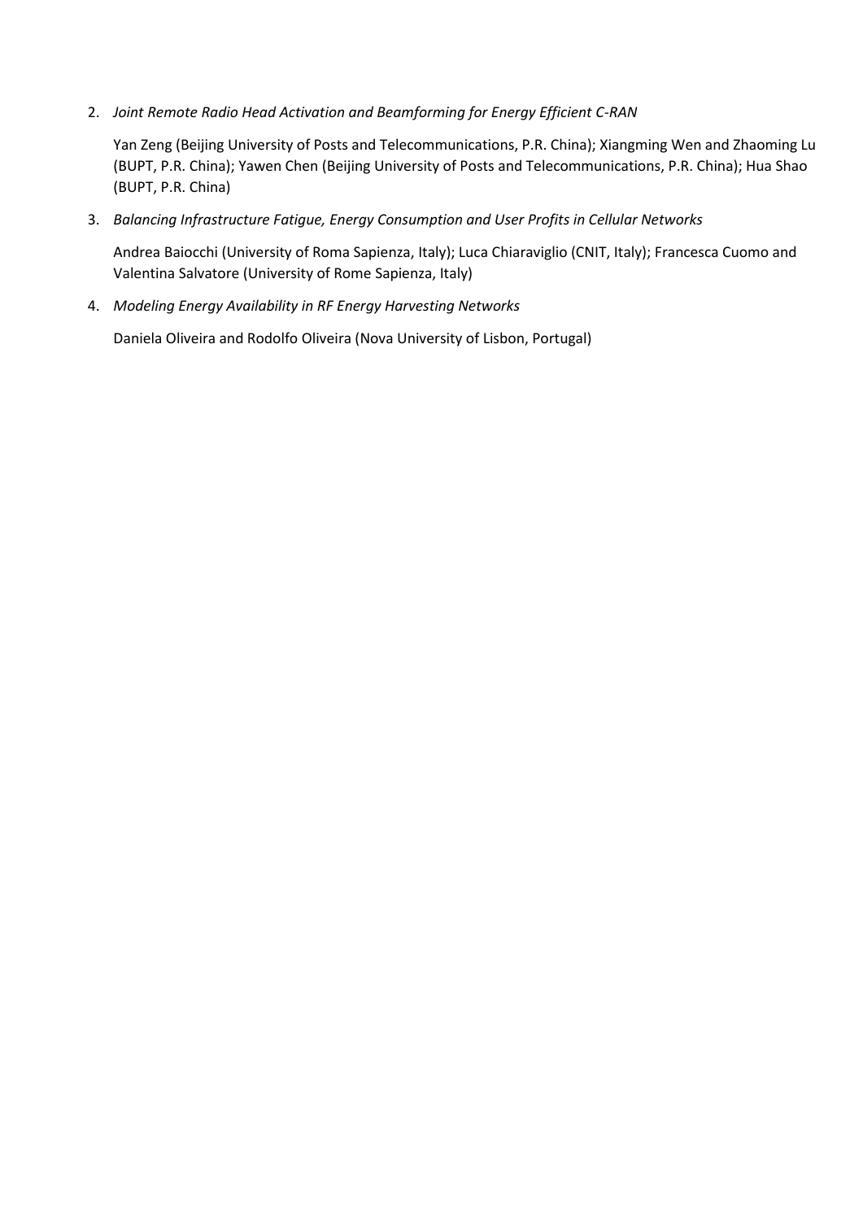2. *Joint Remote Radio Head Activation and Beamforming for Energy Efficient C-RAN*

   Yan Zeng (Beijing University of Posts and Telecommunications, P.R. China); Xiangming Wen and Zhaoming Lu (BUPT, P.R. China); Yawen Chen (Beijing University of Posts and Telecommunications, P.R. China); Hua Shao (BUPT, P.R. China)

3. *Balancing Infrastructure Fatigue, Energy Consumption and User Profits in Cellular Networks*

   Andrea Baiocchi (University of Roma Sapienza, Italy); Luca Chiaraviglio (CNIT, Italy); Francesca Cuomo and Valentina Salvatore (University of Rome Sapienza, Italy)

4. *Modeling Energy Availability in RF Energy Harvesting Networks*

   Daniela Oliveira and Rodolfo Oliveira (Nova University of Lisbon, Portugal)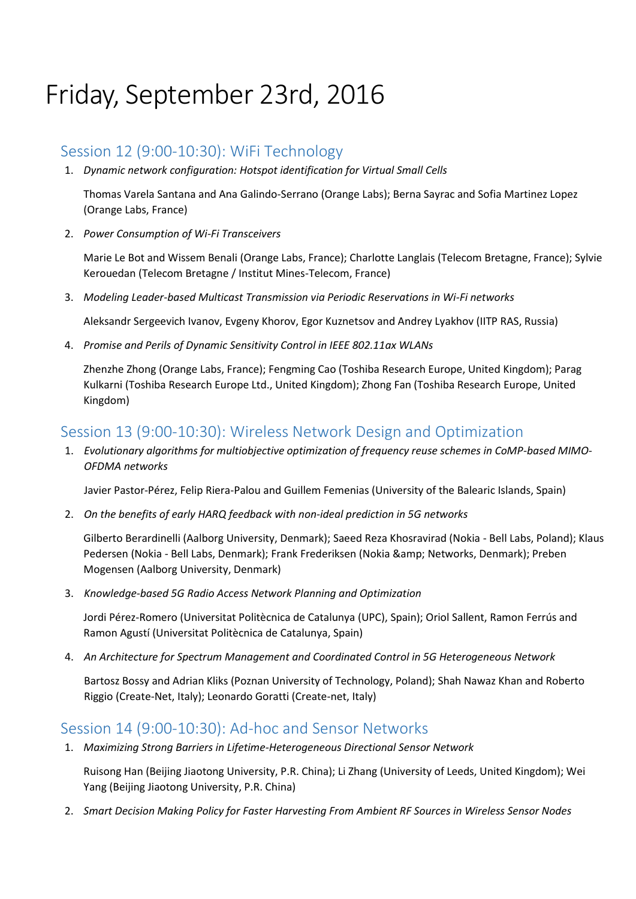# Friday, September 23rd, 2016

## Session 12 (9:00-10:30): WiFi Technology

1. *Dynamic network configuration: Hotspot identification for Virtual Small Cells*

   Thomas Varela Santana and Ana Galindo-Serrano (Orange Labs); Berna Sayrac and Sofia Martinez Lopez (Orange Labs, France)

2. *Power Consumption of Wi-Fi Transceivers*

   Marie Le Bot and Wissem Benali (Orange Labs, France); Charlotte Langlais (Telecom Bretagne, France); Sylvie Kerouedan (Telecom Bretagne / Institut Mines-Telecom, France)

3. *Modeling Leader-based Multicast Transmission via Periodic Reservations in Wi-Fi networks*

   Aleksandr Sergeevich Ivanov, Evgeny Khorov, Egor Kuznetsov and Andrey Lyakhov (IITP RAS, Russia)

4. *Promise and Perils of Dynamic Sensitivity Control in IEEE 802.11ax WLANs*

   Zhenzhe Zhong (Orange Labs, France); Fengming Cao (Toshiba Research Europe, United Kingdom); Parag Kulkarni (Toshiba Research Europe Ltd., United Kingdom); Zhong Fan (Toshiba Research Europe, United Kingdom)

## Session 13 (9:00-10:30): Wireless Network Design and Optimization

1. *Evolutionary algorithms for multiobjective optimization of frequency reuse schemes in CoMP-based MIMO-OFDMA networks*

   Javier Pastor-Pérez, Felip Riera-Palou and Guillem Femenias (University of the Balearic Islands, Spain)

2. *On the benefits of early HARQ feedback with non-ideal prediction in 5G networks*

   Gilberto Berardinelli (Aalborg University, Denmark); Saeed Reza Khosravirad (Nokia - Bell Labs, Poland); Klaus Pedersen (Nokia - Bell Labs, Denmark); Frank Frederiksen (Nokia &amp; Networks, Denmark); Preben Mogensen (Aalborg University, Denmark)

3. *Knowledge-based 5G Radio Access Network Planning and Optimization*

   Jordi Pérez-Romero (Universitat Politècnica de Catalunya (UPC), Spain); Oriol Sallent, Ramon Ferrús and Ramon Agustí (Universitat Politècnica de Catalunya, Spain)

4. *An Architecture for Spectrum Management and Coordinated Control in 5G Heterogeneous Network*

   Bartosz Bossy and Adrian Kliks (Poznan University of Technology, Poland); Shah Nawaz Khan and Roberto Riggio (Create-Net, Italy); Leonardo Goratti (Create-net, Italy)

## Session 14 (9:00-10:30): Ad-hoc and Sensor Networks

1. *Maximizing Strong Barriers in Lifetime-Heterogeneous Directional Sensor Network*

   Ruisong Han (Beijing Jiaotong University, P.R. China); Li Zhang (University of Leeds, United Kingdom); Wei Yang (Beijing Jiaotong University, P.R. China)

2. *Smart Decision Making Policy for Faster Harvesting From Ambient RF Sources in Wireless Sensor Nodes*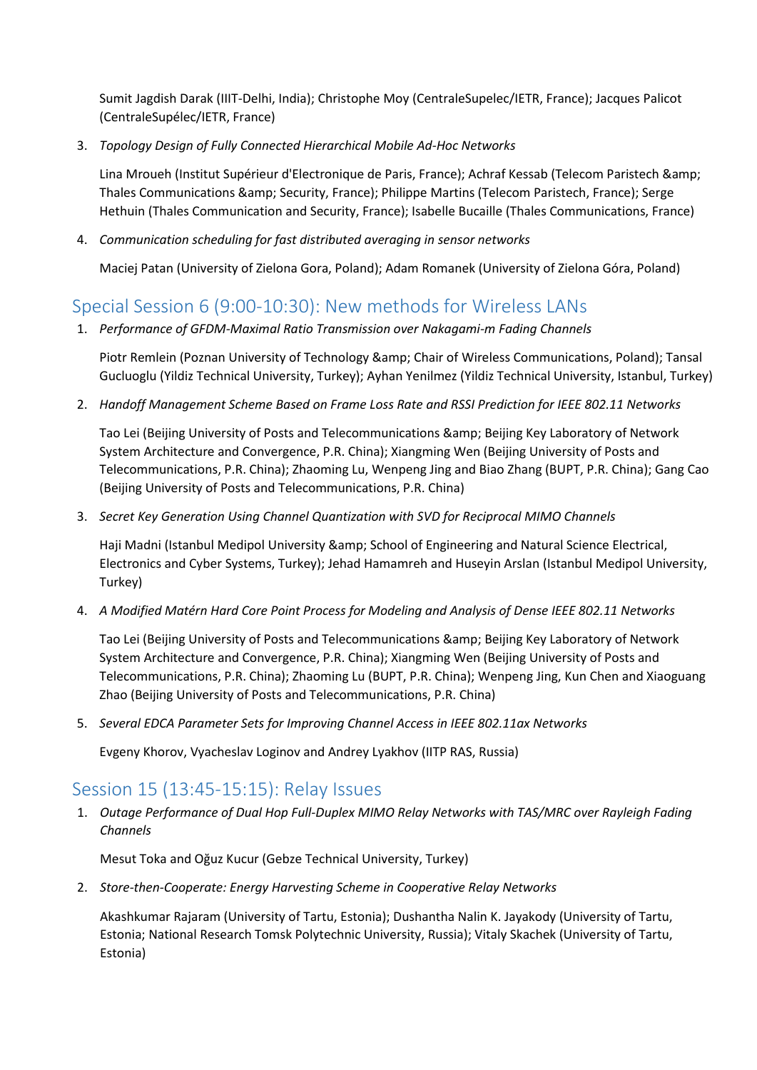Sumit Jagdish Darak (IIIT-Delhi, India); Christophe Moy (CentraleSupelec/IETR, France); Jacques Palicot (CentraleSupélec/IETR, France)

3. *Topology Design of Fully Connected Hierarchical Mobile Ad-Hoc Networks*

   Lina Mroueh (Institut Supérieur d'Electronique de Paris, France); Achraf Kessab (Telecom Paristech &amp; Thales Communications &amp; Security, France); Philippe Martins (Telecom Paristech, France); Serge Hethuin (Thales Communication and Security, France); Isabelle Bucaille (Thales Communications, France)

4. *Communication scheduling for fast distributed averaging in sensor networks*

   Maciej Patan (University of Zielona Gora, Poland); Adam Romanek (University of Zielona Góra, Poland)

## Special Session 6 (9:00-10:30): New methods for Wireless LANs

1. *Performance of GFDM-Maximal Ratio Transmission over Nakagami-m Fading Channels*

   Piotr Remlein (Poznan University of Technology &amp; Chair of Wireless Communications, Poland); Tansal Gucluoglu (Yildiz Technical University, Turkey); Ayhan Yenilmez (Yildiz Technical University, Istanbul, Turkey)

2. *Handoff Management Scheme Based on Frame Loss Rate and RSSI Prediction for IEEE 802.11 Networks*

   Tao Lei (Beijing University of Posts and Telecommunications &amp; Beijing Key Laboratory of Network System Architecture and Convergence, P.R. China); Xiangming Wen (Beijing University of Posts and Telecommunications, P.R. China); Zhaoming Lu, Wenpeng Jing and Biao Zhang (BUPT, P.R. China); Gang Cao (Beijing University of Posts and Telecommunications, P.R. China)

3. *Secret Key Generation Using Channel Quantization with SVD for Reciprocal MIMO Channels*

   Haji Madni (Istanbul Medipol University &amp; School of Engineering and Natural Science Electrical, Electronics and Cyber Systems, Turkey); Jehad Hamamreh and Huseyin Arslan (Istanbul Medipol University, Turkey)

4. *A Modified Matérn Hard Core Point Process for Modeling and Analysis of Dense IEEE 802.11 Networks*

   Tao Lei (Beijing University of Posts and Telecommunications &amp; Beijing Key Laboratory of Network System Architecture and Convergence, P.R. China); Xiangming Wen (Beijing University of Posts and Telecommunications, P.R. China); Zhaoming Lu (BUPT, P.R. China); Wenpeng Jing, Kun Chen and Xiaoguang Zhao (Beijing University of Posts and Telecommunications, P.R. China)

5. *Several EDCA Parameter Sets for Improving Channel Access in IEEE 802.11ax Networks*

   Evgeny Khorov, Vyacheslav Loginov and Andrey Lyakhov (IITP RAS, Russia)

## Session 15 (13:45-15:15): Relay Issues

1. *Outage Performance of Dual Hop Full-Duplex MIMO Relay Networks with TAS/MRC over Rayleigh Fading Channels*

   Mesut Toka and Oğuz Kucur (Gebze Technical University, Turkey)

2. *Store-then-Cooperate: Energy Harvesting Scheme in Cooperative Relay Networks*

   Akashkumar Rajaram (University of Tartu, Estonia); Dushantha Nalin K. Jayakody (University of Tartu, Estonia; National Research Tomsk Polytechnic University, Russia); Vitaly Skachek (University of Tartu, Estonia)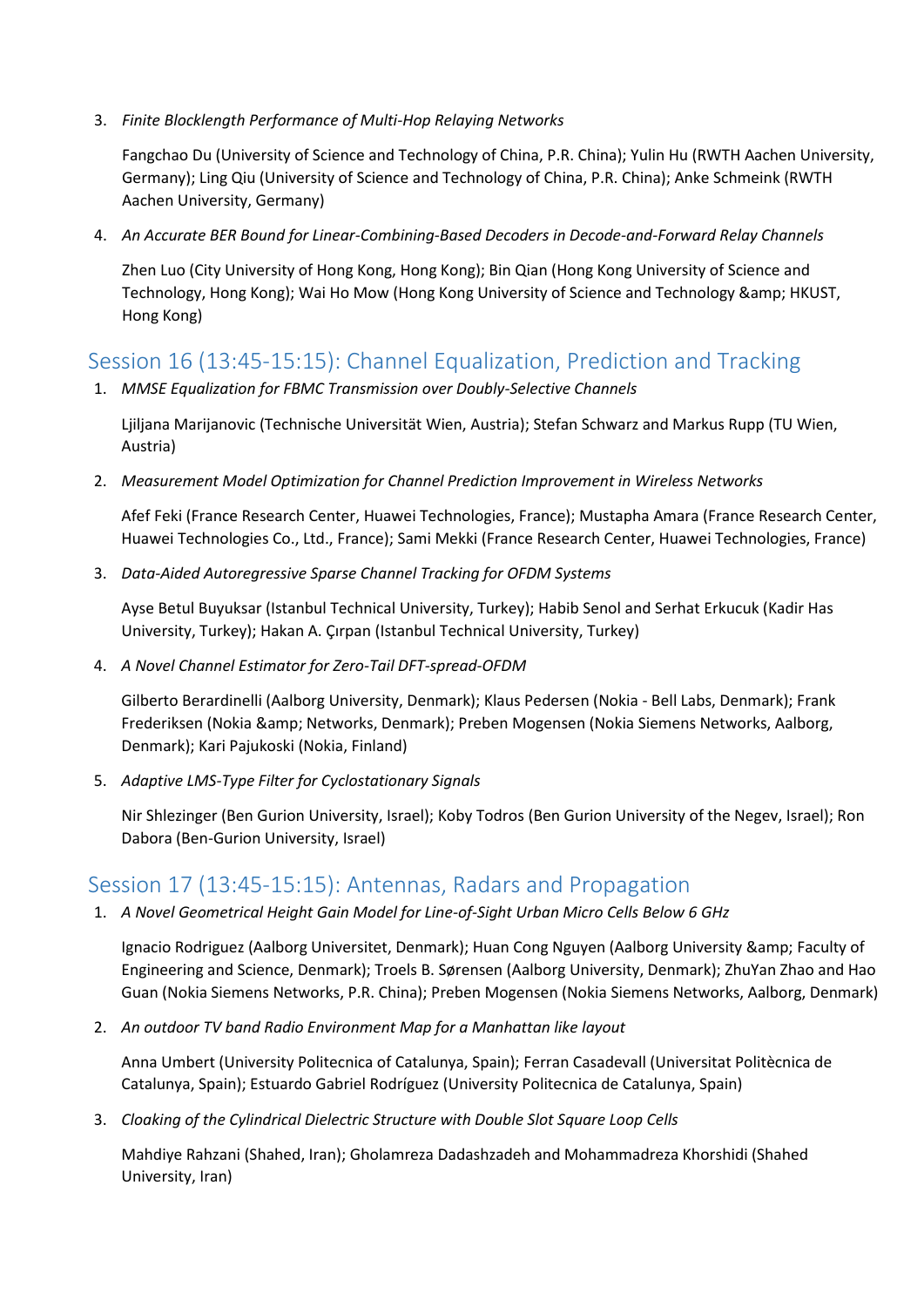3. *Finite Blocklength Performance of Multi-Hop Relaying Networks*

   Fangchao Du (University of Science and Technology of China, P.R. China); Yulin Hu (RWTH Aachen University, Germany); Ling Qiu (University of Science and Technology of China, P.R. China); Anke Schmeink (RWTH Aachen University, Germany)

4. *An Accurate BER Bound for Linear-Combining-Based Decoders in Decode-and-Forward Relay Channels*

   Zhen Luo (City University of Hong Kong, Hong Kong); Bin Qian (Hong Kong University of Science and Technology, Hong Kong); Wai Ho Mow (Hong Kong University of Science and Technology &amp; HKUST, Hong Kong)

## Session 16 (13:45-15:15): Channel Equalization, Prediction and Tracking

1. *MMSE Equalization for FBMC Transmission over Doubly-Selective Channels*

   Ljiljana Marijanovic (Technische Universität Wien, Austria); Stefan Schwarz and Markus Rupp (TU Wien, Austria)

2. *Measurement Model Optimization for Channel Prediction Improvement in Wireless Networks*

   Afef Feki (France Research Center, Huawei Technologies, France); Mustapha Amara (France Research Center, Huawei Technologies Co., Ltd., France); Sami Mekki (France Research Center, Huawei Technologies, France)

3. *Data-Aided Autoregressive Sparse Channel Tracking for OFDM Systems*

   Ayse Betul Buyuksar (Istanbul Technical University, Turkey); Habib Senol and Serhat Erkucuk (Kadir Has University, Turkey); Hakan A. Çırpan (Istanbul Technical University, Turkey)

4. *A Novel Channel Estimator for Zero-Tail DFT-spread-OFDM*

   Gilberto Berardinelli (Aalborg University, Denmark); Klaus Pedersen (Nokia - Bell Labs, Denmark); Frank Frederiksen (Nokia &amp; Networks, Denmark); Preben Mogensen (Nokia Siemens Networks, Aalborg, Denmark); Kari Pajukoski (Nokia, Finland)

5. *Adaptive LMS-Type Filter for Cyclostationary Signals*

   Nir Shlezinger (Ben Gurion University, Israel); Koby Todros (Ben Gurion University of the Negev, Israel); Ron Dabora (Ben-Gurion University, Israel)

## Session 17 (13:45-15:15): Antennas, Radars and Propagation

1. *A Novel Geometrical Height Gain Model for Line-of-Sight Urban Micro Cells Below 6 GHz*

   Ignacio Rodriguez (Aalborg Universitet, Denmark); Huan Cong Nguyen (Aalborg University &amp; Faculty of Engineering and Science, Denmark); Troels B. Sørensen (Aalborg University, Denmark); ZhuYan Zhao and Hao Guan (Nokia Siemens Networks, P.R. China); Preben Mogensen (Nokia Siemens Networks, Aalborg, Denmark)

2. *An outdoor TV band Radio Environment Map for a Manhattan like layout*

   Anna Umbert (University Politecnica of Catalunya, Spain); Ferran Casadevall (Universitat Politècnica de Catalunya, Spain); Estuardo Gabriel Rodríguez (University Politecnica de Catalunya, Spain)

3. *Cloaking of the Cylindrical Dielectric Structure with Double Slot Square Loop Cells*

   Mahdiye Rahzani (Shahed, Iran); Gholamreza Dadashzadeh and Mohammadreza Khorshidi (Shahed University, Iran)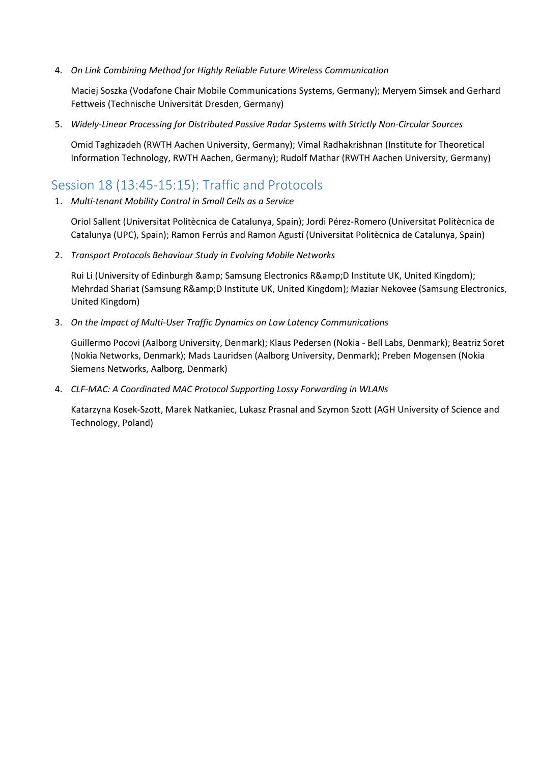4. *On Link Combining Method for Highly Reliable Future Wireless Communication*

   Maciej Soszka (Vodafone Chair Mobile Communications Systems, Germany); Meryem Simsek and Gerhard Fettweis (Technische Universität Dresden, Germany)

5. *Widely-Linear Processing for Distributed Passive Radar Systems with Strictly Non-Circular Sources*

   Omid Taghizadeh (RWTH Aachen University, Germany); Vimal Radhakrishnan (Institute for Theoretical Information Technology, RWTH Aachen, Germany); Rudolf Mathar (RWTH Aachen University, Germany)

## Session 18 (13:45-15:15): Traffic and Protocols

1. *Multi-tenant Mobility Control in Small Cells as a Service*

   Oriol Sallent (Universitat Politècnica de Catalunya, Spain); Jordi Pérez-Romero (Universitat Politècnica de Catalunya (UPC), Spain); Ramon Ferrús and Ramon Agustí (Universitat Politècnica de Catalunya, Spain)

2. *Transport Protocols Behaviour Study in Evolving Mobile Networks*

   Rui Li (University of Edinburgh &amp; Samsung Electronics R&amp;D Institute UK, United Kingdom); Mehrdad Shariat (Samsung R&amp;D Institute UK, United Kingdom); Maziar Nekovee (Samsung Electronics, United Kingdom)

3. *On the Impact of Multi-User Traffic Dynamics on Low Latency Communications*

   Guillermo Pocovi (Aalborg University, Denmark); Klaus Pedersen (Nokia - Bell Labs, Denmark); Beatriz Soret (Nokia Networks, Denmark); Mads Lauridsen (Aalborg University, Denmark); Preben Mogensen (Nokia Siemens Networks, Aalborg, Denmark)

4. *CLF-MAC: A Coordinated MAC Protocol Supporting Lossy Forwarding in WLANs*

   Katarzyna Kosek-Szott, Marek Natkaniec, Lukasz Prasnal and Szymon Szott (AGH University of Science and Technology, Poland)